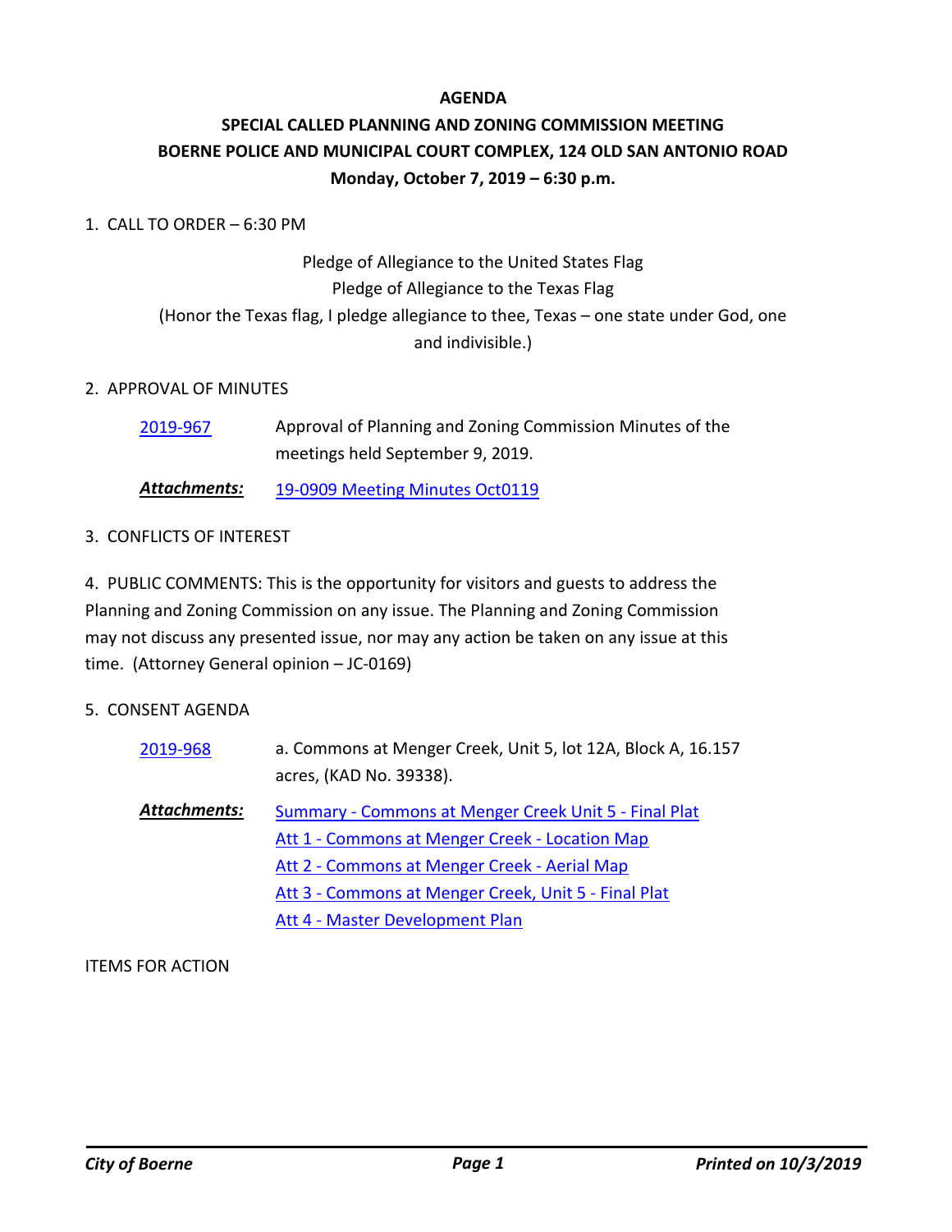**AGENDA**

**SPECIAL CALLED PLANNING AND ZONING COMMISSION MEETING**
**BOERNE POLICE AND MUNICIPAL COURT COMPLEX, 124 OLD SAN ANTONIO ROAD**
**Monday, October 7, 2019 – 6:30 p.m.**

1. CALL TO ORDER – 6:30 PM

Pledge of Allegiance to the United States Flag
Pledge of Allegiance to the Texas Flag
(Honor the Texas flag, I pledge allegiance to thee, Texas – one state under God, one and indivisible.)

2. APPROVAL OF MINUTES

2019-967 Approval of Planning and Zoning Commission Minutes of the meetings held September 9, 2019.

***Attachments:*** 19-0909 Meeting Minutes Oct0119

3. CONFLICTS OF INTEREST

4. PUBLIC COMMENTS: This is the opportunity for visitors and guests to address the Planning and Zoning Commission on any issue. The Planning and Zoning Commission may not discuss any presented issue, nor may any action be taken on any issue at this time. (Attorney General opinion – JC-0169)

5. CONSENT AGENDA

2019-968 a. Commons at Menger Creek, Unit 5, lot 12A, Block A, 16.157 acres, (KAD No. 39338).

***Attachments:*** Summary - Commons at Menger Creek Unit 5 - Final Plat
Att 1 - Commons at Menger Creek - Location Map
Att 2 - Commons at Menger Creek - Aerial Map
Att 3 - Commons at Menger Creek, Unit 5 - Final Plat
Att 4 - Master Development Plan

ITEMS FOR ACTION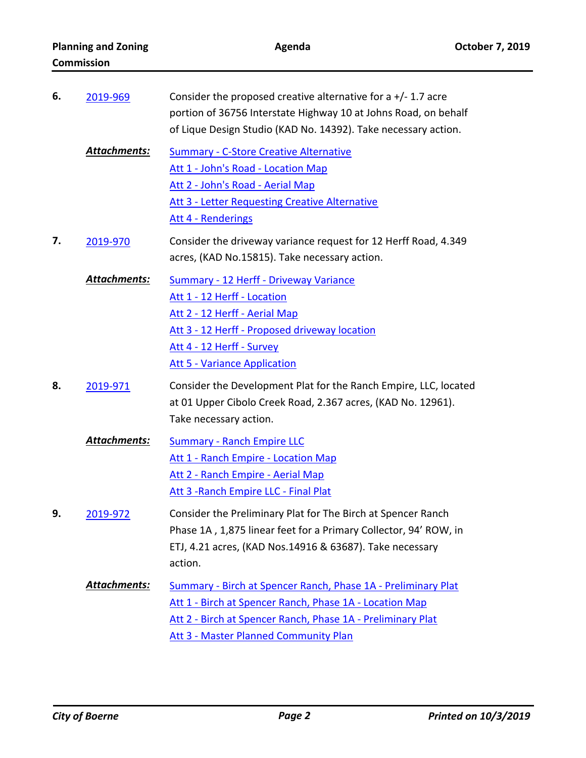**6.** 2019-969

Consider the proposed creative alternative for a +/- 1.7 acre portion of 36756 Interstate Highway 10 at Johns Road, on behalf of Lique Design Studio (KAD No. 14392). Take necessary action.

***Attachments:***

- Summary - C-Store Creative Alternative
- Att 1 - John's Road - Location Map
- Att 2 - John's Road - Aerial Map
- Att 3 - Letter Requesting Creative Alternative
- Att 4 - Renderings

**7.** 2019-970

Consider the driveway variance request for 12 Herff Road, 4.349 acres, (KAD No.15815). Take necessary action.

***Attachments:***

- Summary - 12 Herff - Driveway Variance
- Att 1 - 12 Herff - Location
- Att 2 - 12 Herff - Aerial Map
- Att 3 - 12 Herff - Proposed driveway location
- Att 4 - 12 Herff - Survey
- Att 5 - Variance Application

**8.** 2019-971

Consider the Development Plat for the Ranch Empire, LLC, located at 01 Upper Cibolo Creek Road, 2.367 acres, (KAD No. 12961). Take necessary action.

***Attachments:***

- Summary - Ranch Empire LLC
- Att 1 - Ranch Empire - Location Map
- Att 2 - Ranch Empire - Aerial Map
- Att 3 -Ranch Empire LLC - Final Plat

**9.** 2019-972

Consider the Preliminary Plat for The Birch at Spencer Ranch Phase 1A , 1,875 linear feet for a Primary Collector, 94' ROW, in ETJ, 4.21 acres, (KAD Nos.14916 & 63687). Take necessary action.

***Attachments:***

- Summary - Birch at Spencer Ranch, Phase 1A - Preliminary Plat
- Att 1 - Birch at Spencer Ranch, Phase 1A - Location Map
- Att 2 - Birch at Spencer Ranch, Phase 1A - Preliminary Plat
- Att 3 - Master Planned Community Plan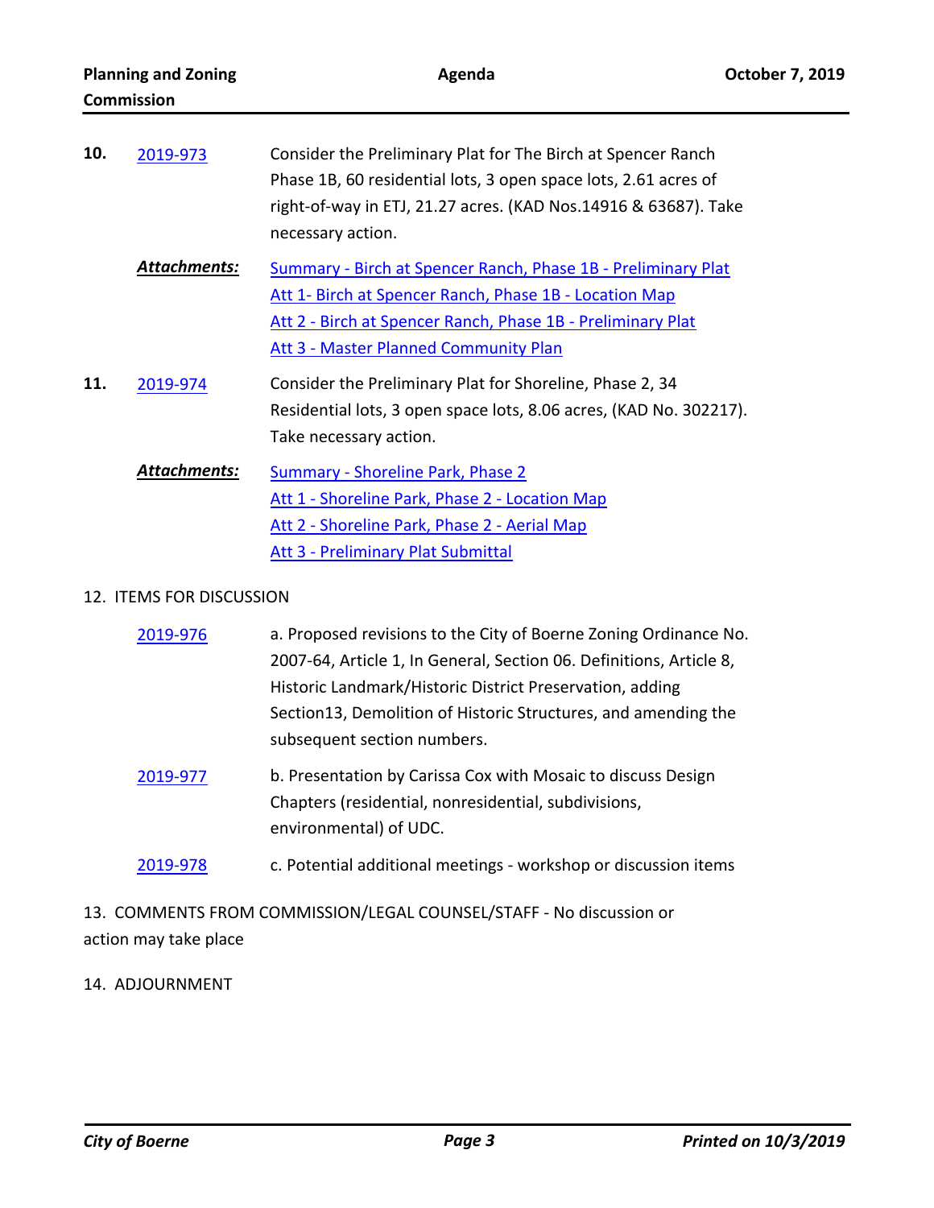**10.** 2019-973 Consider the Preliminary Plat for The Birch at Spencer Ranch Phase 1B, 60 residential lots, 3 open space lots, 2.61 acres of right-of-way in ETJ, 21.27 acres. (KAD Nos.14916 & 63687). Take necessary action.

***Attachments:*** Summary - Birch at Spencer Ranch, Phase 1B - Preliminary Plat
Att 1- Birch at Spencer Ranch, Phase 1B - Location Map
Att 2 - Birch at Spencer Ranch, Phase 1B - Preliminary Plat
Att 3 - Master Planned Community Plan

**11.** 2019-974 Consider the Preliminary Plat for Shoreline, Phase 2, 34 Residential lots, 3 open space lots, 8.06 acres, (KAD No. 302217). Take necessary action.

***Attachments:*** Summary - Shoreline Park, Phase 2
Att 1 - Shoreline Park, Phase 2 - Location Map
Att 2 - Shoreline Park, Phase 2 - Aerial Map
Att 3 - Preliminary Plat Submittal

12. ITEMS FOR DISCUSSION

2019-976 a. Proposed revisions to the City of Boerne Zoning Ordinance No. 2007-64, Article 1, In General, Section 06. Definitions, Article 8, Historic Landmark/Historic District Preservation, adding Section13, Demolition of Historic Structures, and amending the subsequent section numbers.

2019-977 b. Presentation by Carissa Cox with Mosaic to discuss Design Chapters (residential, nonresidential, subdivisions, environmental) of UDC.

2019-978 c. Potential additional meetings - workshop or discussion items

13. COMMENTS FROM COMMISSION/LEGAL COUNSEL/STAFF - No discussion or action may take place

14. ADJOURNMENT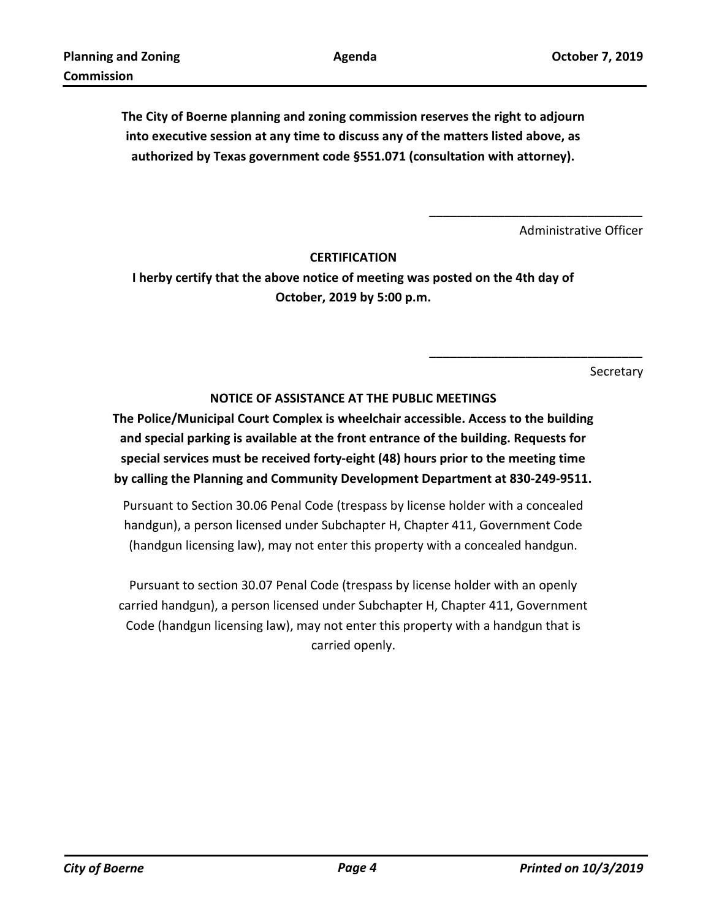**The City of Boerne planning and zoning commission reserves the right to adjourn into executive session at any time to discuss any of the matters listed above, as authorized by Texas government code §551.071 (consultation with attorney).**

_______________________________

Administrative Officer

**CERTIFICATION**

**I herby certify that the above notice of meeting was posted on the 4th day of October, 2019 by 5:00 p.m.**

_______________________________

Secretary

**NOTICE OF ASSISTANCE AT THE PUBLIC MEETINGS**

**The Police/Municipal Court Complex is wheelchair accessible. Access to the building and special parking is available at the front entrance of the building. Requests for special services must be received forty-eight (48) hours prior to the meeting time by calling the Planning and Community Development Department at 830-249-9511.**

Pursuant to Section 30.06 Penal Code (trespass by license holder with a concealed handgun), a person licensed under Subchapter H, Chapter 411, Government Code (handgun licensing law), may not enter this property with a concealed handgun.

Pursuant to section 30.07 Penal Code (trespass by license holder with an openly carried handgun), a person licensed under Subchapter H, Chapter 411, Government Code (handgun licensing law), may not enter this property with a handgun that is carried openly.